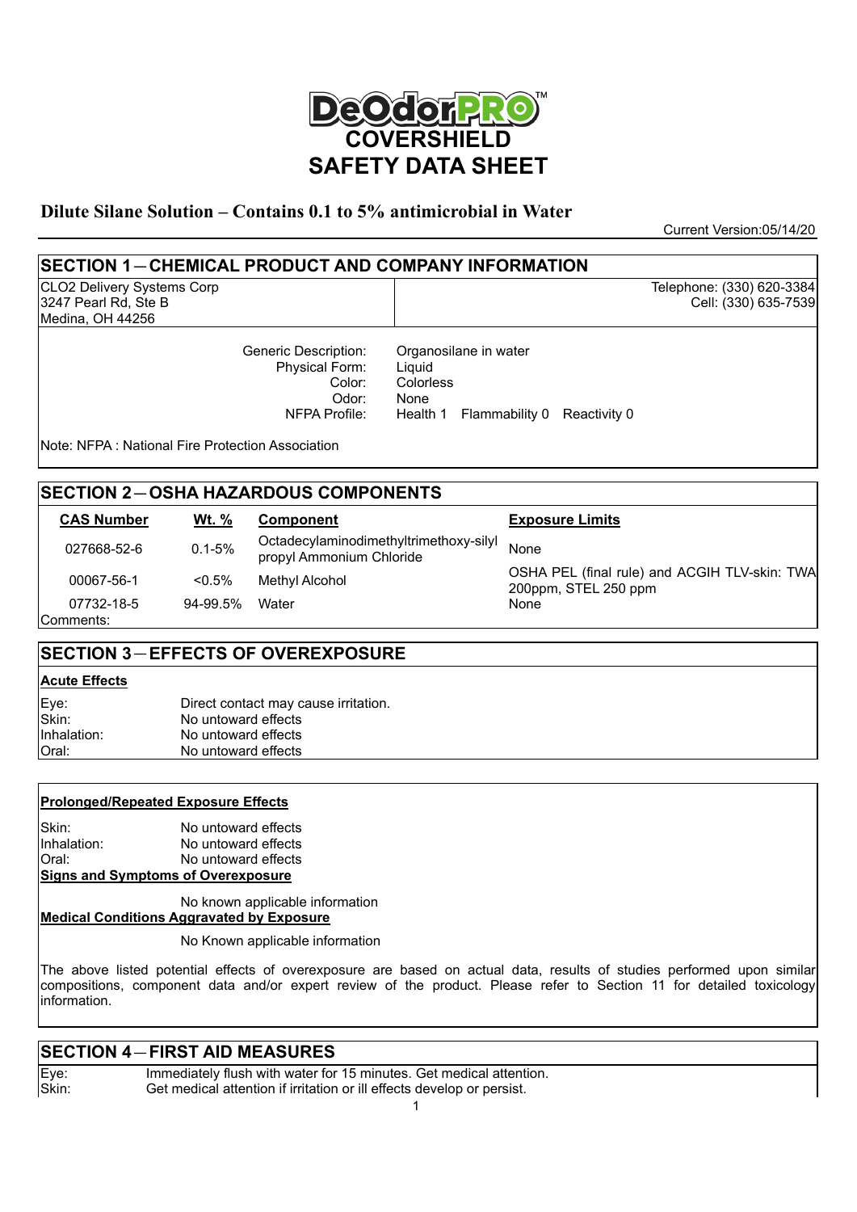# DeOdorPRO™ COVERSHIELD

# SAFETY DATA SHEET

## Dilute Silane Solution – Contains 0.1 to 5% antimicrobial in Water

Current Version:05/14/20

## SECTION 1—CHEMICAL PRODUCT AND COMPANY INFORMATION

CLO2 Delivery Systems Corp
3247 Pearl Rd, Ste B
Medina, OH 44256

Telephone: (330) 620-3384
Cell: (330) 635-7539

| | |
|---|---|
| Generic Description: | Organosilane in water |
| Physical Form: | Liquid |
| Color: | Colorless |
| Odor: | None |
| NFPA Profile: | Health 1 Flammability 0 Reactivity 0 |

Note: NFPA : National Fire Protection Association

## SECTION 2—OSHA HAZARDOUS COMPONENTS

| CAS Number | Wt. % | Component | Exposure Limits |
|---|---|---|---|
| 027668-52-6 | 0.1-5% | Octadecylaminodimethyltrimethoxy-silyl propyl Ammonium Chloride | None |
| 00067-56-1 | <0.5% | Methyl Alcohol | OSHA PEL (final rule) and ACGIH TLV-skin: TWA 200ppm, STEL 250 ppm |
| 07732-18-5 | 94-99.5% | Water | None |

Comments:

## SECTION 3—EFFECTS OF OVEREXPOSURE

**Acute Effects**

| | |
|---|---|
| Eye: | Direct contact may cause irritation. |
| Skin: | No untoward effects |
| Inhalation: | No untoward effects |
| Oral: | No untoward effects |

**Prolonged/Repeated Exposure Effects**

| | |
|---|---|
| Skin: | No untoward effects |
| Inhalation: | No untoward effects |
| Oral: | No untoward effects |

**Signs and Symptoms of Overexposure**

No known applicable information

**Medical Conditions Aggravated by Exposure**

No Known applicable information

The above listed potential effects of overexposure are based on actual data, results of studies performed upon similar compositions, component data and/or expert review of the product. Please refer to Section 11 for detailed toxicology information.

## SECTION 4—FIRST AID MEASURES

| | |
|---|---|
| Eye: | Immediately flush with water for 15 minutes. Get medical attention. |
| Skin: | Get medical attention if irritation or ill effects develop or persist. |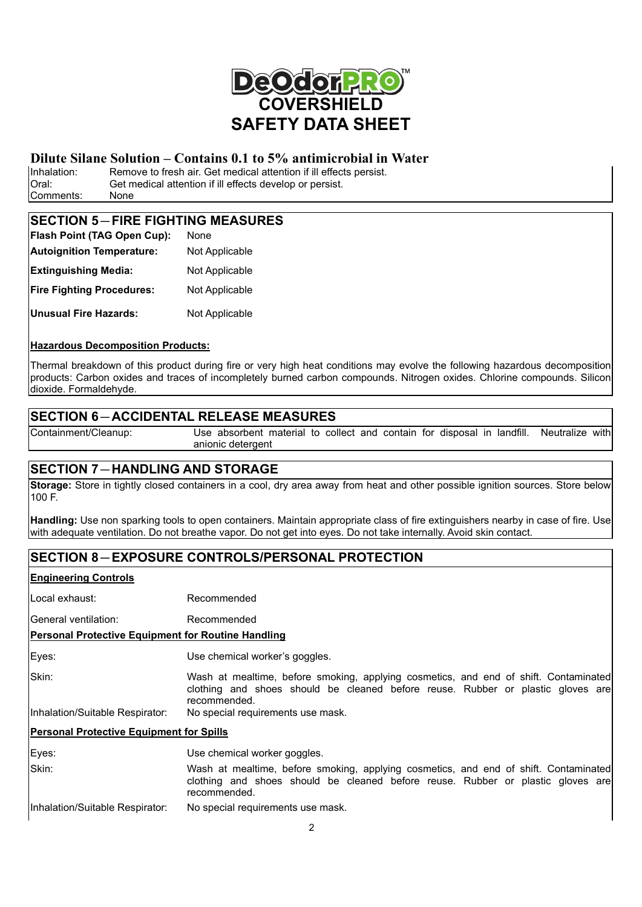DeOdorPRO™ COVERSHIELD
SAFETY DATA SHEET

## Dilute Silane Solution – Contains 0.1 to 5% antimicrobial in Water

| | |
|---|---|
| Inhalation: | Remove to fresh air. Get medical attention if ill effects persist. |
| Oral: | Get medical attention if ill effects develop or persist. |
| Comments: | None |

## SECTION 5—FIRE FIGHTING MEASURES

| | |
|---|---|
| **Flash Point (TAG Open Cup):** | None |
| **Autoignition Temperature:** | Not Applicable |
| **Extinguishing Media:** | Not Applicable |
| **Fire Fighting Procedures:** | Not Applicable |
| **Unusual Fire Hazards:** | Not Applicable |

**Hazardous Decomposition Products:**

Thermal breakdown of this product during fire or very high heat conditions may evolve the following hazardous decomposition products: Carbon oxides and traces of incompletely burned carbon compounds. Nitrogen oxides. Chlorine compounds. Silicon dioxide. Formaldehyde.

## SECTION 6—ACCIDENTAL RELEASE MEASURES

| | |
|---|---|
| Containment/Cleanup: | Use absorbent material to collect and contain for disposal in landfill. Neutralize with anionic detergent |

## SECTION 7—HANDLING AND STORAGE

**Storage:** Store in tightly closed containers in a cool, dry area away from heat and other possible ignition sources. Store below 100 F.

**Handling:** Use non sparking tools to open containers. Maintain appropriate class of fire extinguishers nearby in case of fire. Use with adequate ventilation. Do not breathe vapor. Do not get into eyes. Do not take internally. Avoid skin contact.

## SECTION 8—EXPOSURE CONTROLS/PERSONAL PROTECTION

**Engineering Controls**

| | |
|---|---|
| Local exhaust: | Recommended |
| General ventilation: | Recommended |

**Personal Protective Equipment for Routine Handling**

| | |
|---|---|
| Eyes: | Use chemical worker's goggles. |
| Skin: | Wash at mealtime, before smoking, applying cosmetics, and end of shift. Contaminated clothing and shoes should be cleaned before reuse. Rubber or plastic gloves are recommended. |
| Inhalation/Suitable Respirator: | No special requirements use mask. |

**Personal Protective Equipment for Spills**

| | |
|---|---|
| Eyes: | Use chemical worker goggles. |
| Skin: | Wash at mealtime, before smoking, applying cosmetics, and end of shift. Contaminated clothing and shoes should be cleaned before reuse. Rubber or plastic gloves are recommended. |
| Inhalation/Suitable Respirator: | No special requirements use mask. |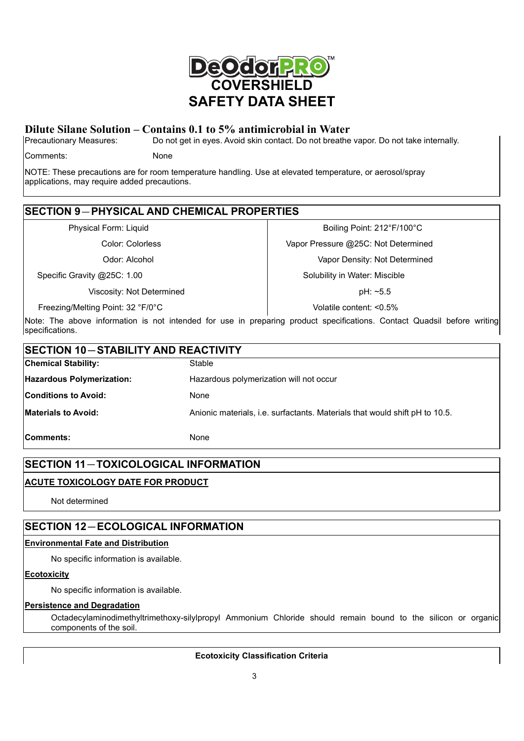**DeOdorPRO™**
**COVERSHIELD**
**SAFETY DATA SHEET**

## Dilute Silane Solution – Contains 0.1 to 5% antimicrobial in Water

| | |
|---|---|
| Precautionary Measures: | Do not get in eyes. Avoid skin contact. Do not breathe vapor. Do not take internally. |
| Comments: | None |

NOTE: These precautions are for room temperature handling. Use at elevated temperature, or aerosol/spray applications, may require added precautions.

## SECTION 9 — PHYSICAL AND CHEMICAL PROPERTIES

| | |
|---|---|
| Physical Form: Liquid | Boiling Point: 212°F/100°C |
| Color: Colorless | Vapor Pressure @25C: Not Determined |
| Odor: Alcohol | Vapor Density: Not Determined |
| Specific Gravity @25C: 1.00 | Solubility in Water: Miscible |
| Viscosity: Not Determined | pH: ~5.5 |
| Freezing/Melting Point: 32 °F/0°C | Volatile content: <0.5% |

Note: The above information is not intended for use in preparing product specifications. Contact Quadsil before writing specifications.

## SECTION 10 — STABILITY AND REACTIVITY

| | |
|---|---|
| **Chemical Stability:** | Stable |
| **Hazardous Polymerization:** | Hazardous polymerization will not occur |
| **Conditions to Avoid:** | None |
| **Materials to Avoid:** | Anionic materials, i.e. surfactants. Materials that would shift pH to 10.5. |
| **Comments:** | None |

## SECTION 11 — TOXICOLOGICAL INFORMATION

**ACUTE TOXICOLOGY DATE FOR PRODUCT**

Not determined

## SECTION 12 — ECOLOGICAL INFORMATION

**Environmental Fate and Distribution**

No specific information is available.

**Ecotoxicity**

No specific information is available.

**Persistence and Degradation**

Octadecylaminodimethyltrimethoxy-silylpropyl Ammonium Chloride should remain bound to the silicon or organic components of the soil.

**Ecotoxicity Classification Criteria**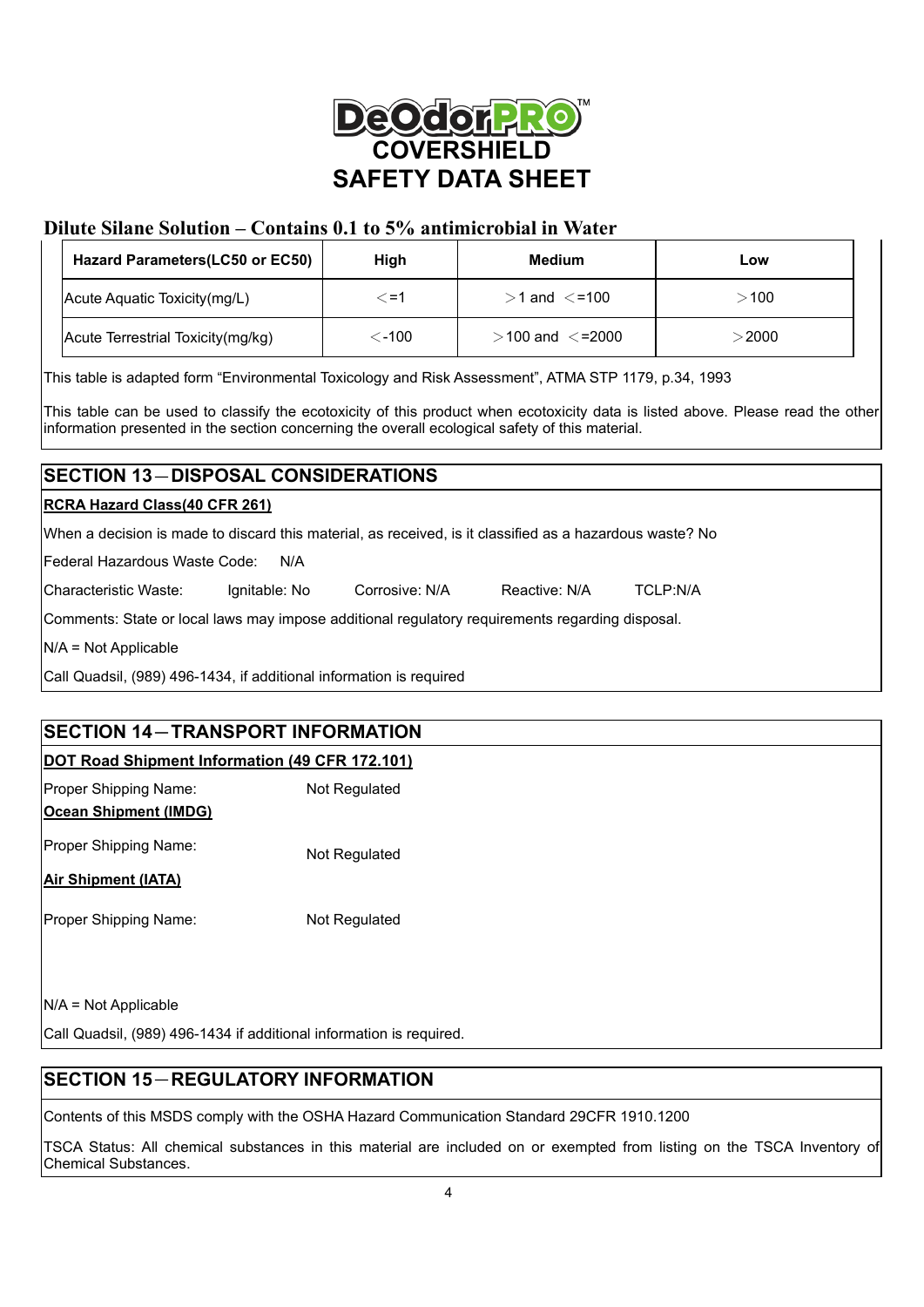# DeOdorPRO™ COVERSHIELD
# SAFETY DATA SHEET

## Dilute Silane Solution – Contains 0.1 to 5% antimicrobial in Water

| Hazard Parameters(LC50 or EC50) | High | Medium | Low |
|---|---|---|---|
| Acute Aquatic Toxicity(mg/L) | <=1 | >1 and <=100 | >100 |
| Acute Terrestrial Toxicity(mg/kg) | <-100 | >100 and <=2000 | >2000 |

This table is adapted form "Environmental Toxicology and Risk Assessment", ATMA STP 1179, p.34, 1993

This table can be used to classify the ecotoxicity of this product when ecotoxicity data is listed above. Please read the other information presented in the section concerning the overall ecological safety of this material.

## SECTION 13—DISPOSAL CONSIDERATIONS

**RCRA Hazard Class(40 CFR 261)**

When a decision is made to discard this material, as received, is it classified as a hazardous waste? No

Federal Hazardous Waste Code: N/A

Characteristic Waste: Ignitable: No Corrosive: N/A Reactive: N/A TCLP:N/A

Comments: State or local laws may impose additional regulatory requirements regarding disposal.

N/A = Not Applicable

Call Quadsil, (989) 496-1434, if additional information is required

## SECTION 14—TRANSPORT INFORMATION

**DOT Road Shipment Information (49 CFR 172.101)**

Proper Shipping Name: Not Regulated

**Ocean Shipment (IMDG)**

Proper Shipping Name: Not Regulated

**Air Shipment (IATA)**

Proper Shipping Name: Not Regulated

N/A = Not Applicable

Call Quadsil, (989) 496-1434 if additional information is required.

## SECTION 15—REGULATORY INFORMATION

Contents of this MSDS comply with the OSHA Hazard Communication Standard 29CFR 1910.1200

TSCA Status: All chemical substances in this material are included on or exempted from listing on the TSCA Inventory of Chemical Substances.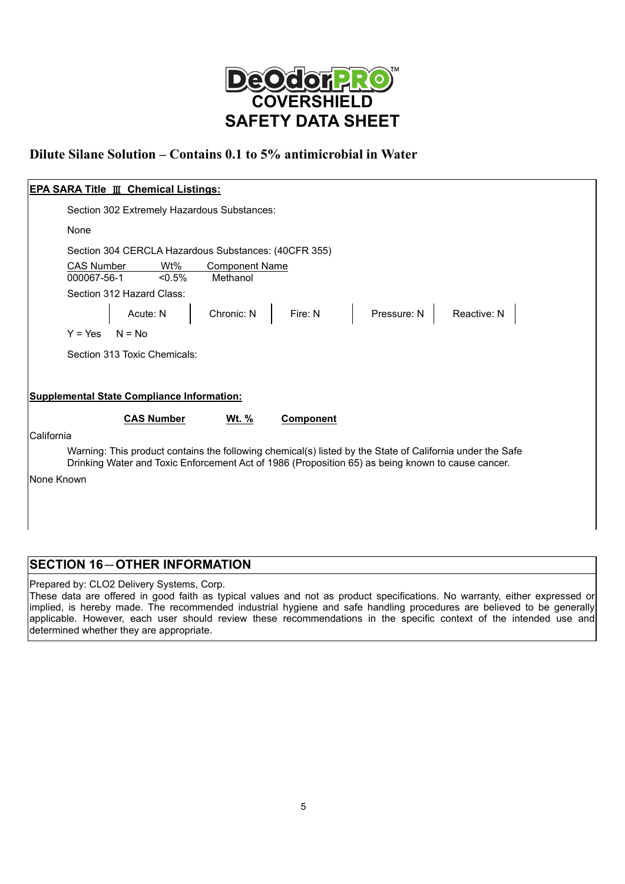# DeOdorPRO™ COVERSHIELD SAFETY DATA SHEET

## Dilute Silane Solution – Contains 0.1 to 5% antimicrobial in Water

**EPA SARA Title Ⅲ Chemical Listings:**

Section 302 Extremely Hazardous Substances:

None

Section 304 CERCLA Hazardous Substances: (40CFR 355)

| CAS Number | Wt% | Component Name |
|---|---|---|
| 000067-56-1 | <0.5% | Methanol |

Section 312 Hazard Class:

| Acute: N | Chronic: N | Fire: N | Pressure: N | Reactive: N |
|---|---|---|---|---|

Y = Yes N = No

Section 313 Toxic Chemicals:

**Supplemental State Compliance Information:**

| CAS Number | Wt. % | Component |
|---|---|---|

California

Warning: This product contains the following chemical(s) listed by the State of California under the Safe Drinking Water and Toxic Enforcement Act of 1986 (Proposition 65) as being known to cause cancer.

None Known

## SECTION 16 — OTHER INFORMATION

Prepared by: CLO2 Delivery Systems, Corp.

These data are offered in good faith as typical values and not as product specifications. No warranty, either expressed or implied, is hereby made. The recommended industrial hygiene and safe handling procedures are believed to be generally applicable. However, each user should review these recommendations in the specific context of the intended use and determined whether they are appropriate.